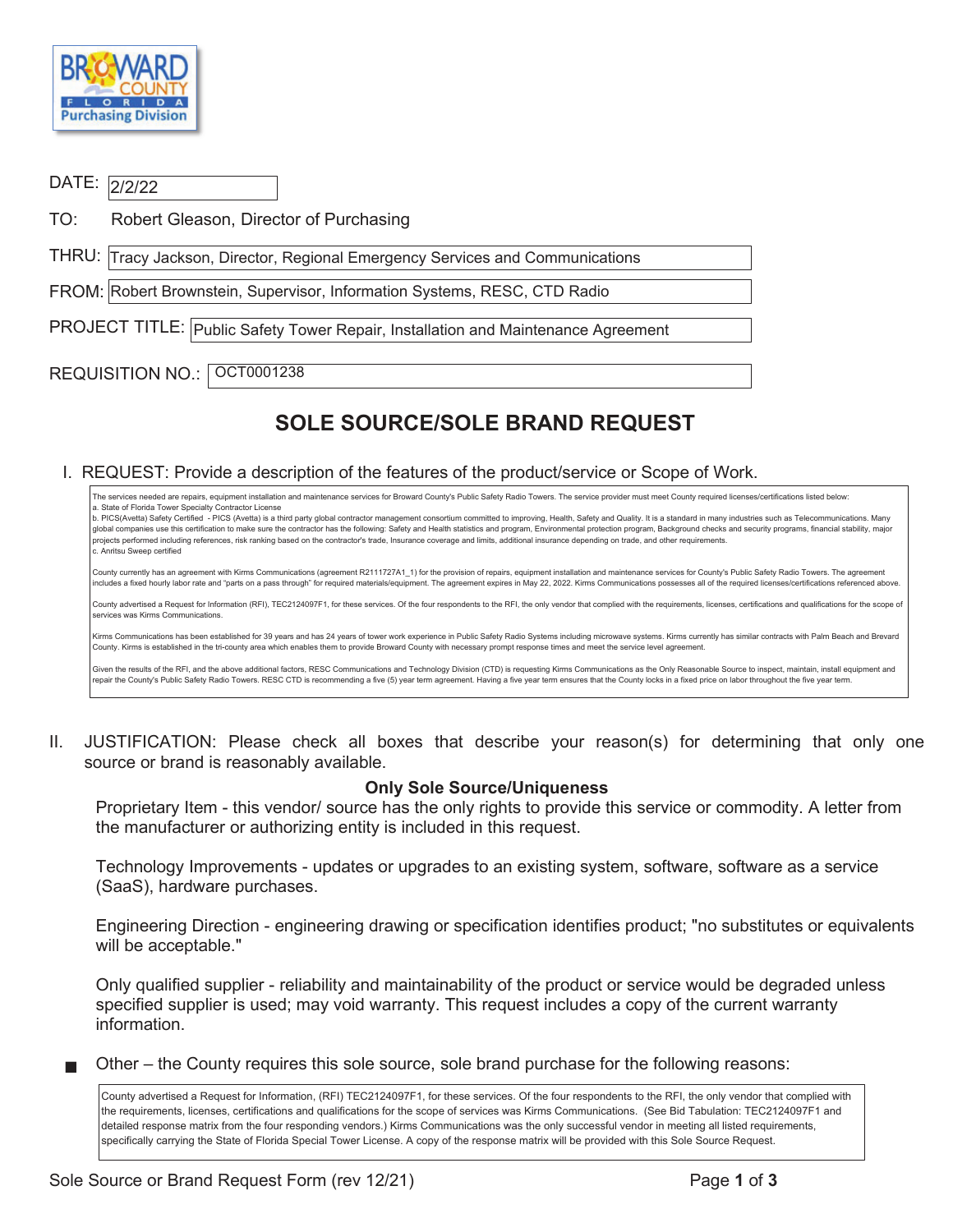Broward County Florida Purchasing Division

DATE: 2/2/22

TO: Robert Gleason, Director of Purchasing

THRU: Tracy Jackson, Director, Regional Emergency Services and Communications

FROM: Robert Brownstein, Supervisor, Information Systems, RESC, CTD Radio

PROJECT TITLE: Public Safety Tower Repair, Installation and Maintenance Agreement

REQUISITION NO.: OCT0001238

# SOLE SOURCE/SOLE BRAND REQUEST

## I. REQUEST: Provide a description of the features of the product/service or Scope of Work.

The services needed are repairs, equipment installation and maintenance services for Broward County's Public Safety Radio Towers. The service provider must meet County required licenses/certifications listed below:
a. State of Florida Tower Specialty Contractor License
b. PICS(Avetta) Safety Certified - PICS (Avetta) is a third party global contractor management consortium committed to improving, Health, Safety and Quality. It is a standard in many industries such as Telecommunications. Many global companies use this certification to make sure the contractor has the following: Safety and Health statistics and program, Environmental protection program, Background checks and security programs, financial stability, major projects performed including references, risk ranking based on the contractor's trade, Insurance coverage and limits, additional insurance depending on trade, and other requirements.
c. Anritsu Sweep certified

County currently has an agreement with Kirms Communications (agreement R2111727A1_1) for the provision of repairs, equipment installation and maintenance services for County's Public Safety Radio Towers. The agreement includes a fixed hourly labor rate and "parts on a pass through" for required materials/equipment. The agreement expires in May 22, 2022. Kirms Communications possesses all of the required licenses/certifications referenced above.

County advertised a Request for Information (RFI), TEC2124097F1, for these services. Of the four respondents to the RFI, the only vendor that complied with the requirements, licenses, certifications and qualifications for the scope of services was Kirms Communications.

Kirms Communications has been established for 39 years and has 24 years of tower work experience in Public Safety Radio Systems including microwave systems. Kirms currently has similar contracts with Palm Beach and Brevard County. Kirms is established in the tri-county area which enables them to provide Broward County with necessary prompt response times and meet the service level agreement.

Given the results of the RFI, and the above additional factors, RESC Communications and Technology Division (CTD) is requesting Kirms Communications as the Only Reasonable Source to inspect, maintain, install equipment and repair the County's Public Safety Radio Towers. RESC CTD is recommending a five (5) year term agreement. Having a five year term ensures that the County locks in a fixed price on labor throughout the five year term.

## II. JUSTIFICATION: Please check all boxes that describe your reason(s) for determining that only one source or brand is reasonably available.

**Only Sole Source/Uniqueness**

- [ ] Proprietary Item - this vendor/ source has the only rights to provide this service or commodity. A letter from the manufacturer or authorizing entity is included in this request.

- [ ] Technology Improvements - updates or upgrades to an existing system, software, software as a service (SaaS), hardware purchases.

- [ ] Engineering Direction - engineering drawing or specification identifies product; "no substitutes or equivalents will be acceptable."

- [ ] Only qualified supplier - reliability and maintainability of the product or service would be degraded unless specified supplier is used; may void warranty. This request includes a copy of the current warranty information.

- [x] Other – the County requires this sole source, sole brand purchase for the following reasons:

County advertised a Request for Information, (RFI) TEC2124097F1, for these services. Of the four respondents to the RFI, the only vendor that complied with the requirements, licenses, certifications and qualifications for the scope of services was Kirms Communications. (See Bid Tabulation: TEC2124097F1 and detailed response matrix from the four responding vendors.) Kirms Communications was the only successful vendor in meeting all listed requirements, specifically carrying the State of Florida Special Tower License. A copy of the response matrix will be provided with this Sole Source Request.

Sole Source or Brand Request Form (rev 12/21)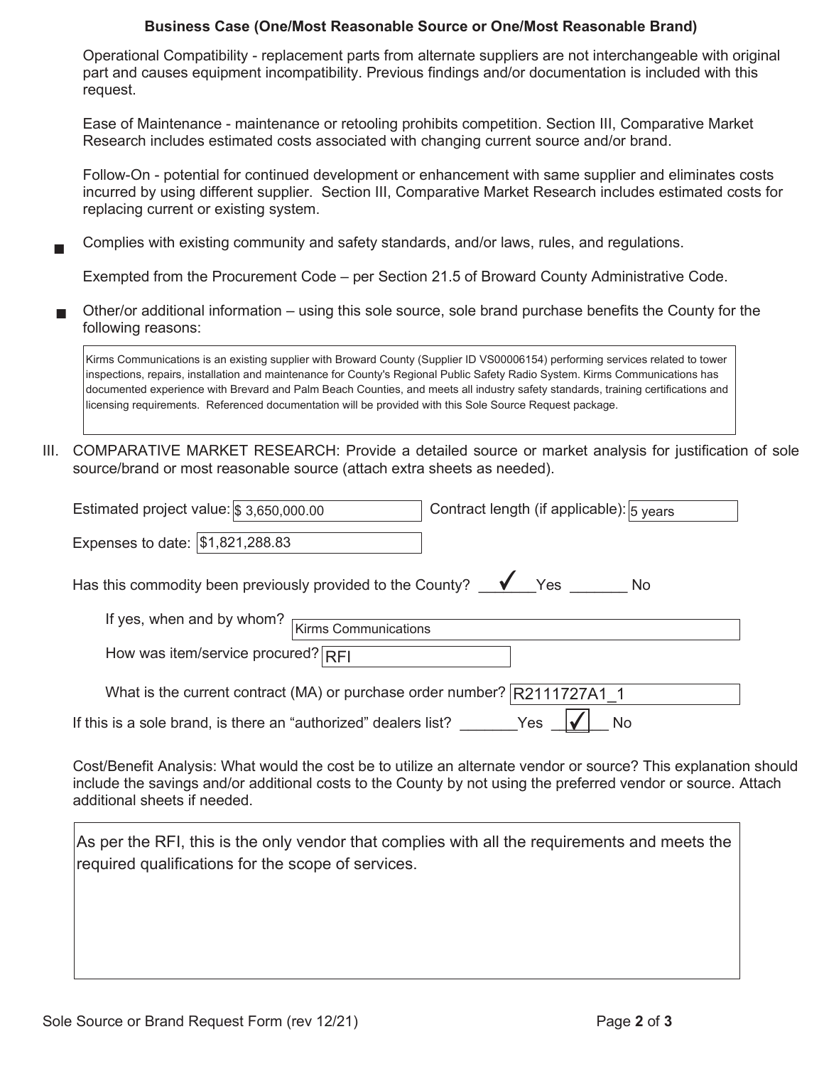### Business Case (One/Most Reasonable Source or One/Most Reasonable Brand)

Operational Compatibility - replacement parts from alternate suppliers are not interchangeable with original part and causes equipment incompatibility. Previous findings and/or documentation is included with this request.

Ease of Maintenance - maintenance or retooling prohibits competition. Section III, Comparative Market Research includes estimated costs associated with changing current source and/or brand.

Follow-On - potential for continued development or enhancement with same supplier and eliminates costs incurred by using different supplier. Section III, Comparative Market Research includes estimated costs for replacing current or existing system.

■ Complies with existing community and safety standards, and/or laws, rules, and regulations.

Exempted from the Procurement Code – per Section 21.5 of Broward County Administrative Code.

■ Other/or additional information – using this sole source, sole brand purchase benefits the County for the following reasons:

> Kirms Communications is an existing supplier with Broward County (Supplier ID VS00006154) performing services related to tower inspections, repairs, installation and maintenance for County's Regional Public Safety Radio System. Kirms Communications has documented experience with Brevard and Palm Beach Counties, and meets all industry safety standards, training certifications and licensing requirements. Referenced documentation will be provided with this Sole Source Request package.

III. COMPARATIVE MARKET RESEARCH: Provide a detailed source or market analysis for justification of sole source/brand or most reasonable source (attach extra sheets as needed).

Estimated project value: $ 3,650,000.00 Contract length (if applicable): 5 years

Expenses to date: $1,821,288.83

Has this commodity been previously provided to the County? ✓ Yes ___ No

If yes, when and by whom? Kirms Communications

How was item/service procured? RFI

What is the current contract (MA) or purchase order number? R2111727A1_1

If this is a sole brand, is there an "authorized" dealers list? ___ Yes ✓ No

Cost/Benefit Analysis: What would the cost be to utilize an alternate vendor or source? This explanation should include the savings and/or additional costs to the County by not using the preferred vendor or source. Attach additional sheets if needed.

> As per the RFI, this is the only vendor that complies with all the requirements and meets the required qualifications for the scope of services.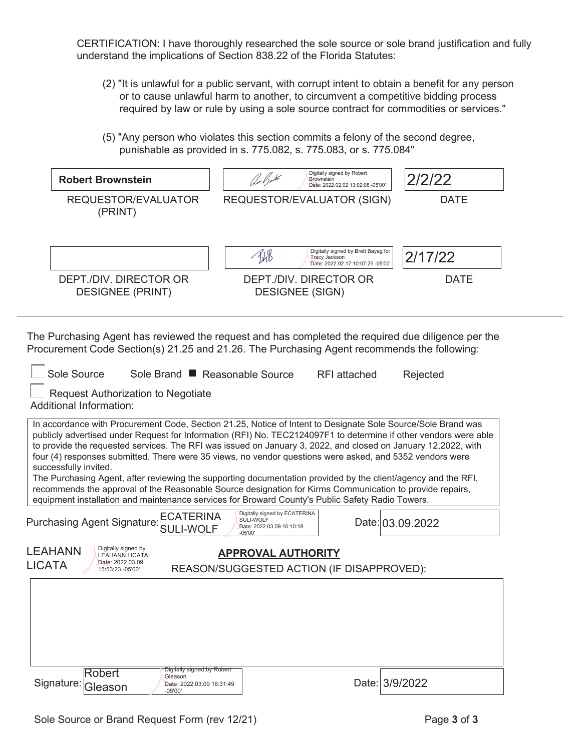CERTIFICATION: I have thoroughly researched the sole source or sole brand justification and fully understand the implications of Section 838.22 of the Florida Statutes:

(2) "It is unlawful for a public servant, with corrupt intent to obtain a benefit for any person or to cause unlawful harm to another, to circumvent a competitive bidding process required by law or rule by using a sole source contract for commodities or services."

(5) "Any person who violates this section commits a felony of the second degree, punishable as provided in s. 775.082, s. 775.083, or s. 775.084"

| | | |
|---|---|---|
| **Robert Brownstein** | Digitally signed by Robert Brownstein Date: 2022.02.02 13:02:08 -05'00' | 2/2/22 |
| REQUESTOR/EVALUATOR (PRINT) | REQUESTOR/EVALUATOR (SIGN) | DATE |
| | Digitally signed by Brett Bayag for Tracy Jackson Date: 2022.02.17 10:07:25 -05'00' | 2/17/22 |
| DEPT./DIV. DIRECTOR OR DESIGNEE (PRINT) | DEPT./DIV. DIRECTOR OR DESIGNEE (SIGN) | DATE |

---

The Purchasing Agent has reviewed the request and has completed the required due diligence per the Procurement Code Section(s) 21.25 and 21.26. The Purchasing Agent recommends the following:

☐ Sole Source   Sole Brand ■ Reasonable Source   RFI attached   Rejected

☐ Request Authorization to Negotiate

Additional Information:

In accordance with Procurement Code, Section 21.25, Notice of Intent to Designate Sole Source/Sole Brand was publicly advertised under Request for Information (RFI) No. TEC2124097F1 to determine if other vendors were able to provide the requested services. The RFI was issued on January 3, 2022, and closed on January 12,2022, with four (4) responses submitted. There were 35 views, no vendor questions were asked, and 5352 vendors were successfully invited.
The Purchasing Agent, after reviewing the supporting documentation provided by the client/agency and the RFI, recommends the approval of the Reasonable Source designation for Kirms Communication to provide repairs, equipment installation and maintenance services for Broward County's Public Safety Radio Towers.

Purchasing Agent Signature: ECATERINA SULI-WOLF (Digitally signed by ECATERINA SULI-WOLF Date: 2022.03.09 16:10:18 -05'00')   Date: 03.09.2022

LEAHANN LICATA (Digitally signed by LEAHANN LICATA Date: 2022.03.09 15:53:23 -05'00')

**APPROVAL AUTHORITY**

REASON/SUGGESTED ACTION (IF DISAPPROVED):

Signature: Robert Gleason (Digitally signed by Robert Gleason Date: 2022.03.09 16:31:49 -05'00')   Date: 3/9/2022

Sole Source or Brand Request Form (rev 12/21)